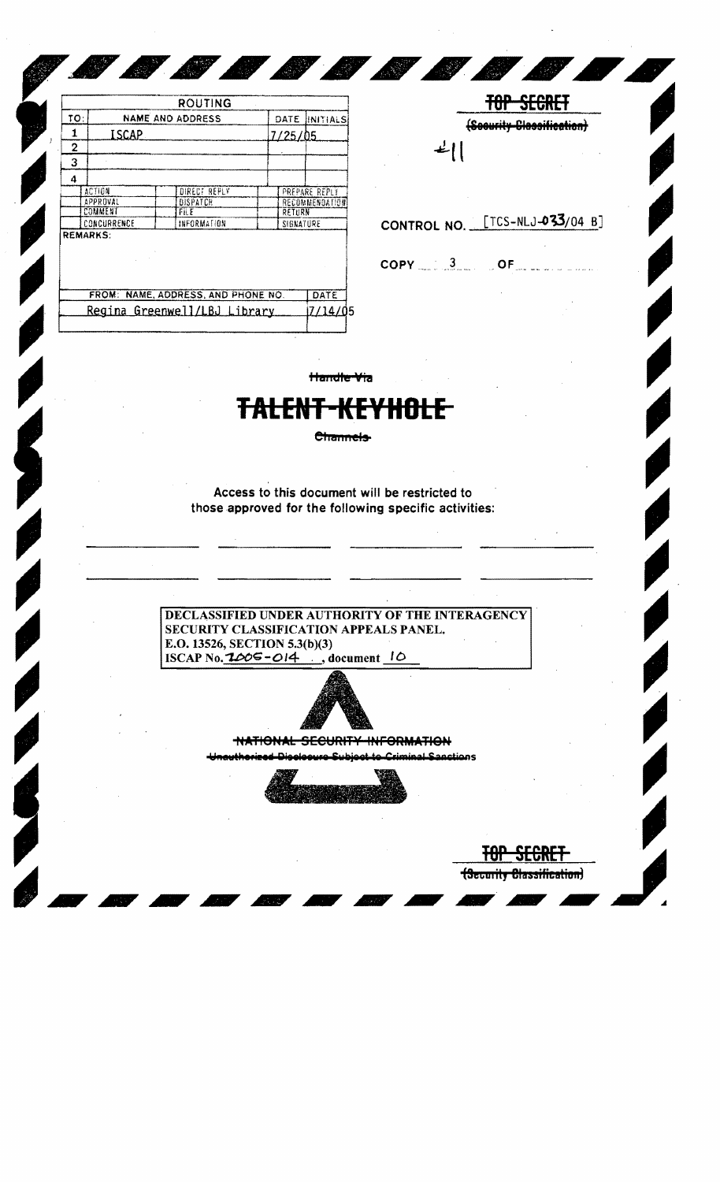| ROUTING | | | |
| --- | --- | --- | --- |
| TO: | NAME AND ADDRESS | DATE | INITIALS |
| 1 | ISCAP | 7/25/05 | |
| 2 | | | |
| 3 | | | |
| 4 | | | |

| | | |
| --- | --- | --- |
| ACTION | DIRECT REPLY | PREPARE REPLY |
| APPROVAL | DISPATCH | RECOMMENDATION |
| COMMENT | FILE | RETURN |
| CONCURRENCE | INFORMATION | SIGNATURE |

REMARKS:

| FROM: NAME, ADDRESS, AND PHONE NO. | DATE |
| --- | --- |
| Regina Greenwell/LBJ Library | 7/14/05 |

~~TOP SECRET~~
~~(Security Classification)~~

#11

CONTROL NO. [TCS-NLJ-033/04 B]

COPY 3 OF

~~Handle Via~~

# ~~TALENT-KEYHOLE~~

~~Channels~~

Access to this document will be restricted to those approved for the following specific activities:

DECLASSIFIED UNDER AUTHORITY OF THE INTERAGENCY SECURITY CLASSIFICATION APPEALS PANEL.
E.O. 13526, SECTION 5.3(b)(3)
ISCAP No. 2006-014, document 10

~~NATIONAL SECURITY INFORMATION~~
~~Unauthorized Disclosure Subject to Criminal Sanctions~~

~~TOP SECRET~~
~~(Security Classification)~~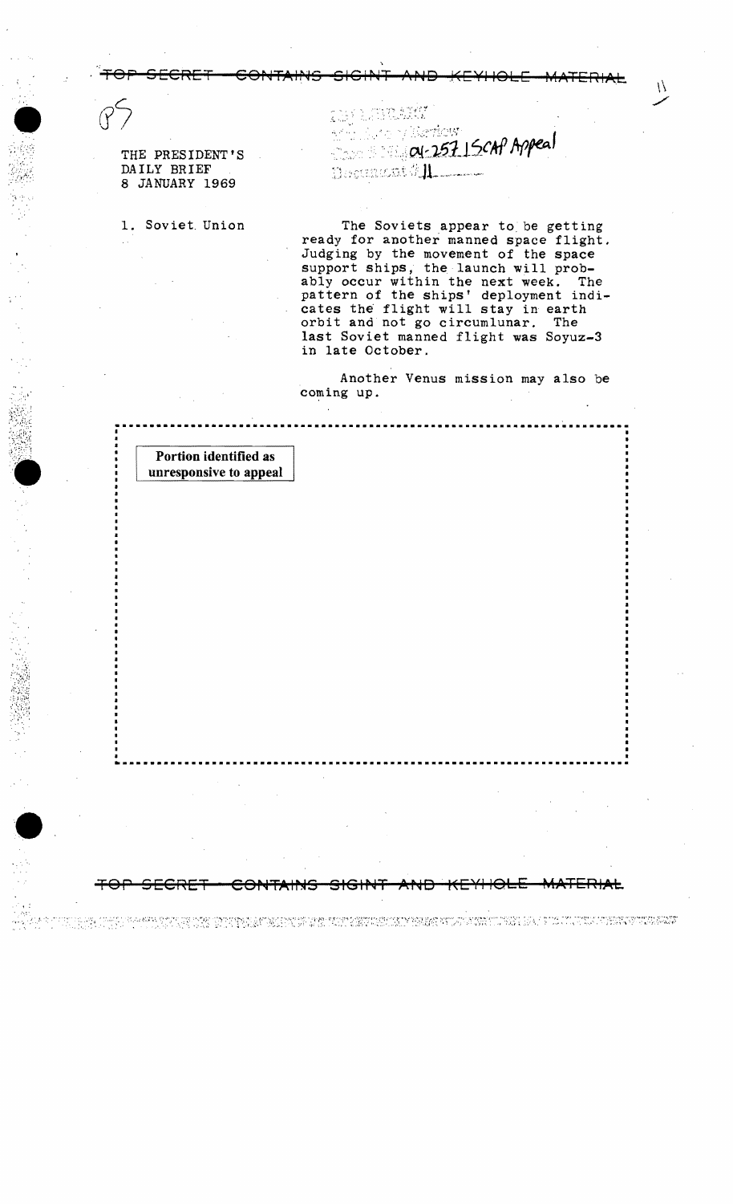TOP SECRET CONTAINS SIGINT AND KEYHOLE MATERIAL

THE PRESIDENT'S
DAILY BRIEF
8 JANUARY 1969

LBJ LIBRARY
Mandatory Review
Case # NLJ 04-257 ISCAP Appeal
Document # 11

1. Soviet Union

The Soviets appear to be getting ready for another manned space flight. Judging by the movement of the space support ships, the launch will probably occur within the next week. The pattern of the ships' deployment indicates the flight will stay in earth orbit and not go circumlunar. The last Soviet manned flight was Soyuz-3 in late October.

Another Venus mission may also be coming up.

**Portion identified as unresponsive to appeal**

TOP SECRET CONTAINS SIGINT AND KEYHOLE MATERIAL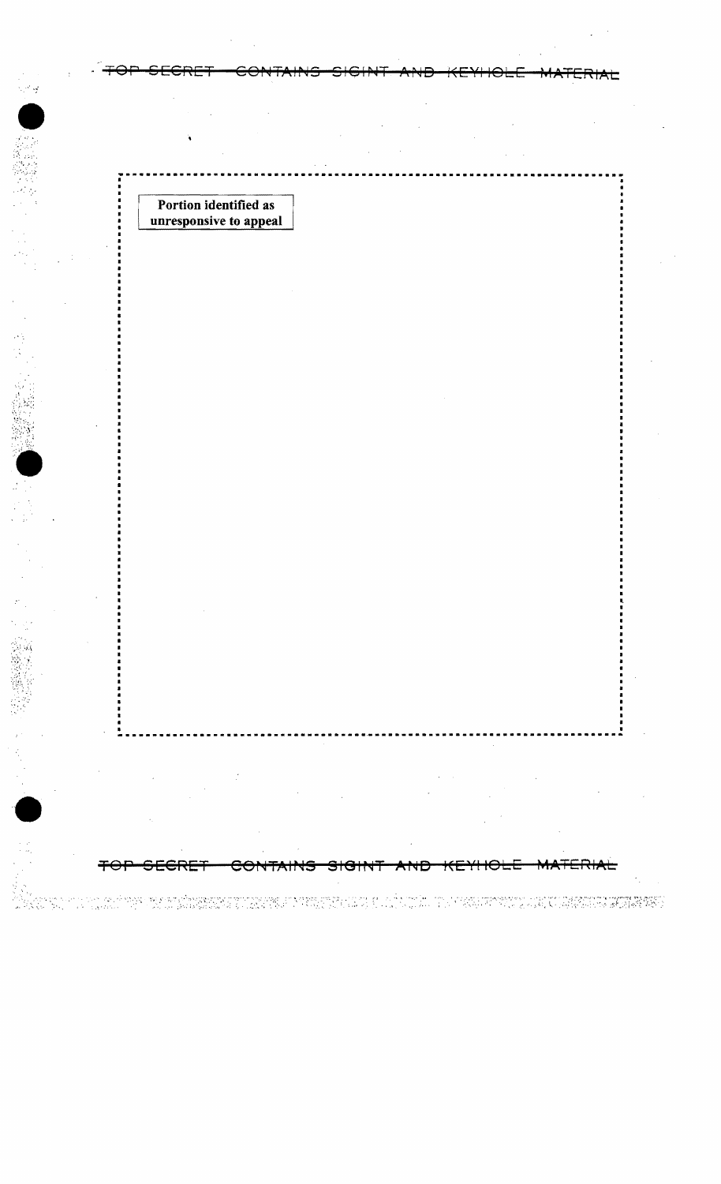~~TOP SECRET — CONTAINS SIGINT AND KEYHOLE MATERIAL~~

Portion identified as unresponsive to appeal

~~TOP SECRET — CONTAINS SIGINT AND KEYHOLE MATERIAL~~